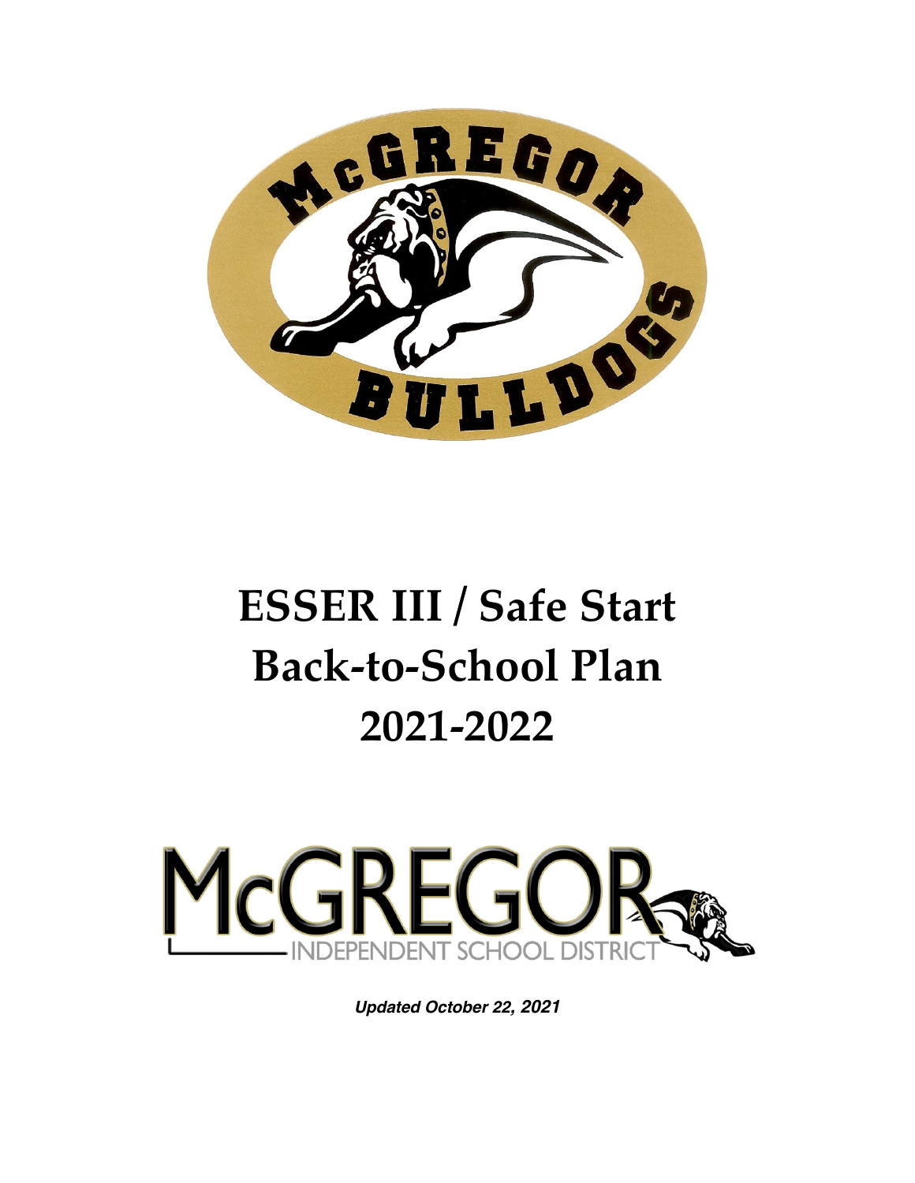# ESSER III / Safe Start Back-to-School Plan 2021-2022

McGREGOR INDEPENDENT SCHOOL DISTRICT

***Updated October 22, 2021***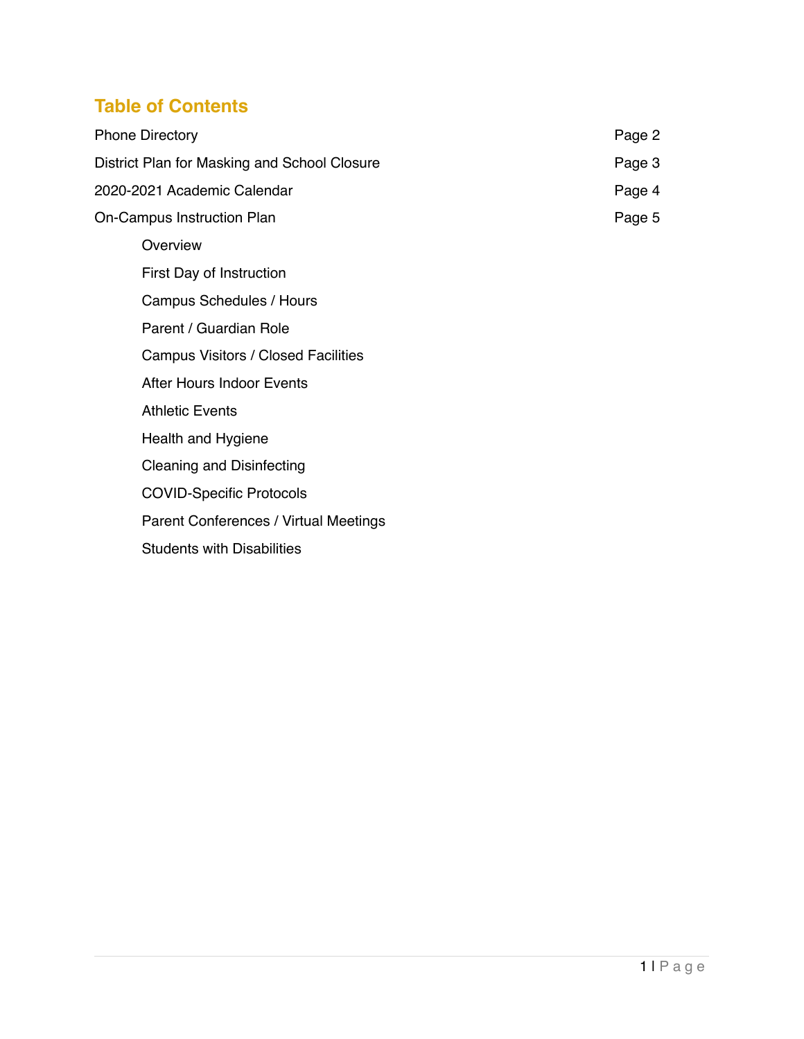## Table of Contents

| | |
|---|---|
| Phone Directory | Page 2 |
| District Plan for Masking and School Closure | Page 3 |
| 2020-2021 Academic Calendar | Page 4 |
| On-Campus Instruction Plan | Page 5 |

- Overview
- First Day of Instruction
- Campus Schedules / Hours
- Parent / Guardian Role
- Campus Visitors / Closed Facilities
- After Hours Indoor Events
- Athletic Events
- Health and Hygiene
- Cleaning and Disinfecting
- COVID-Specific Protocols
- Parent Conferences / Virtual Meetings
- Students with Disabilities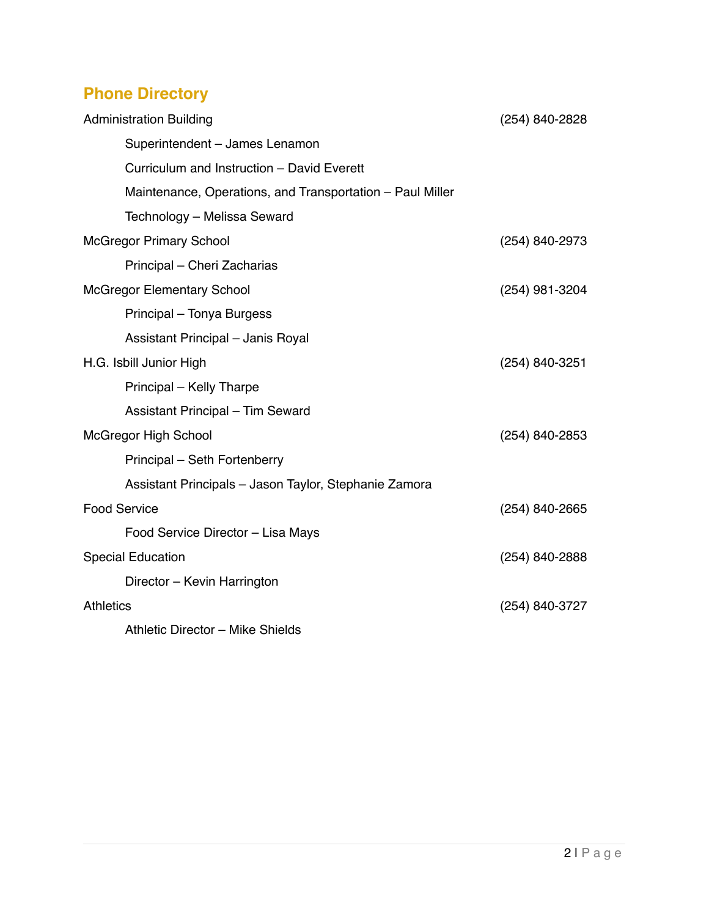## Phone Directory

| | |
|---|---|
| Administration Building | (254) 840-2828 |
| Superintendent – James Lenamon | |
| Curriculum and Instruction – David Everett | |
| Maintenance, Operations, and Transportation – Paul Miller | |
| Technology – Melissa Seward | |
| McGregor Primary School | (254) 840-2973 |
| Principal – Cheri Zacharias | |
| McGregor Elementary School | (254) 981-3204 |
| Principal – Tonya Burgess | |
| Assistant Principal – Janis Royal | |
| H.G. Isbill Junior High | (254) 840-3251 |
| Principal – Kelly Tharpe | |
| Assistant Principal – Tim Seward | |
| McGregor High School | (254) 840-2853 |
| Principal – Seth Fortenberry | |
| Assistant Principals – Jason Taylor, Stephanie Zamora | |
| Food Service | (254) 840-2665 |
| Food Service Director – Lisa Mays | |
| Special Education | (254) 840-2888 |
| Director – Kevin Harrington | |
| Athletics | (254) 840-3727 |
| Athletic Director – Mike Shields | |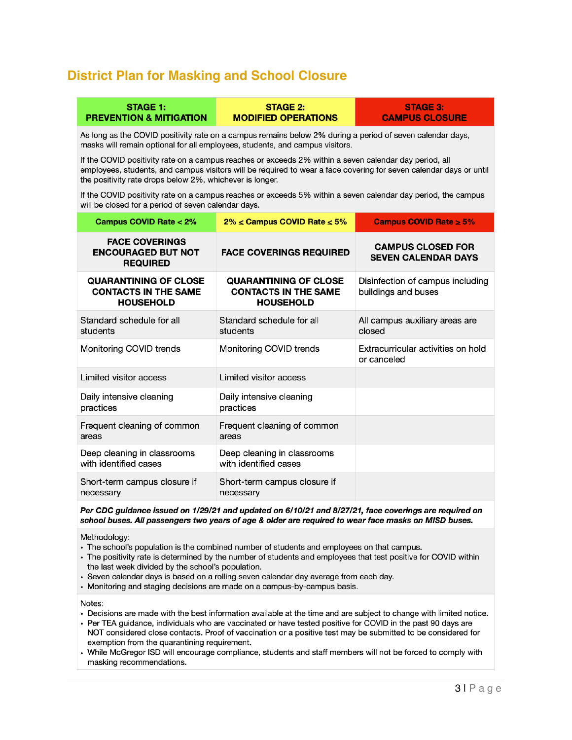## District Plan for Masking and School Closure

| STAGE 1: PREVENTION & MITIGATION | STAGE 2: MODIFIED OPERATIONS | STAGE 3: CAMPUS CLOSURE |
|---|---|---|
| As long as the COVID positivity rate on a campus remains below 2% during a period of seven calendar days, masks will remain optional for all employees, students, and campus visitors. If the COVID positivity rate on a campus reaches or exceeds 2% within a seven calendar day period, all employees, students, and campus visitors will be required to wear a face covering for seven calendar days or until the positivity rate drops below 2%, whichever is longer. If the COVID positivity rate on a campus reaches or exceeds 5% within a seven calendar day period, the campus will be closed for a period of seven calendar days. | | |
| **Campus COVID Rate < 2%** | **2% ≤ Campus COVID Rate ≤ 5%** | **Campus COVID Rate ≥ 5%** |
| **FACE COVERINGS ENCOURAGED BUT NOT REQUIRED** | **FACE COVERINGS REQUIRED** | **CAMPUS CLOSED FOR SEVEN CALENDAR DAYS** |
| **QUARANTINING OF CLOSE CONTACTS IN THE SAME HOUSEHOLD** | **QUARANTINING OF CLOSE CONTACTS IN THE SAME HOUSEHOLD** | Disinfection of campus including buildings and buses |
| Standard schedule for all students | Standard schedule for all students | All campus auxiliary areas are closed |
| Monitoring COVID trends | Monitoring COVID trends | Extracurricular activities on hold or canceled |
| Limited visitor access | Limited visitor access | |
| Daily intensive cleaning practices | Daily intensive cleaning practices | |
| Frequent cleaning of common areas | Frequent cleaning of common areas | |
| Deep cleaning in classrooms with identified cases | Deep cleaning in classrooms with identified cases | |
| Short-term campus closure if necessary | Short-term campus closure if necessary | |

***Per CDC guidance issued on 1/29/21 and updated on 6/10/21 and 8/27/21, face coverings are required on school buses. All passengers two years of age & older are required to wear face masks on MISD buses.***

Methodology:

- The school's population is the combined number of students and employees on that campus.
- The positivity rate is determined by the number of students and employees that test positive for COVID within the last week divided by the school's population.
- Seven calendar days is based on a rolling seven calendar day average from each day.
- Monitoring and staging decisions are made on a campus-by-campus basis.

Notes:

- Decisions are made with the best information available at the time and are subject to change with limited notice.
- Per TEA guidance, individuals who are vaccinated or have tested positive for COVID in the past 90 days are NOT considered close contacts. Proof of vaccination or a positive test may be submitted to be considered for exemption from the quarantining requirement.
- While McGregor ISD will encourage compliance, students and staff members will not be forced to comply with masking recommendations.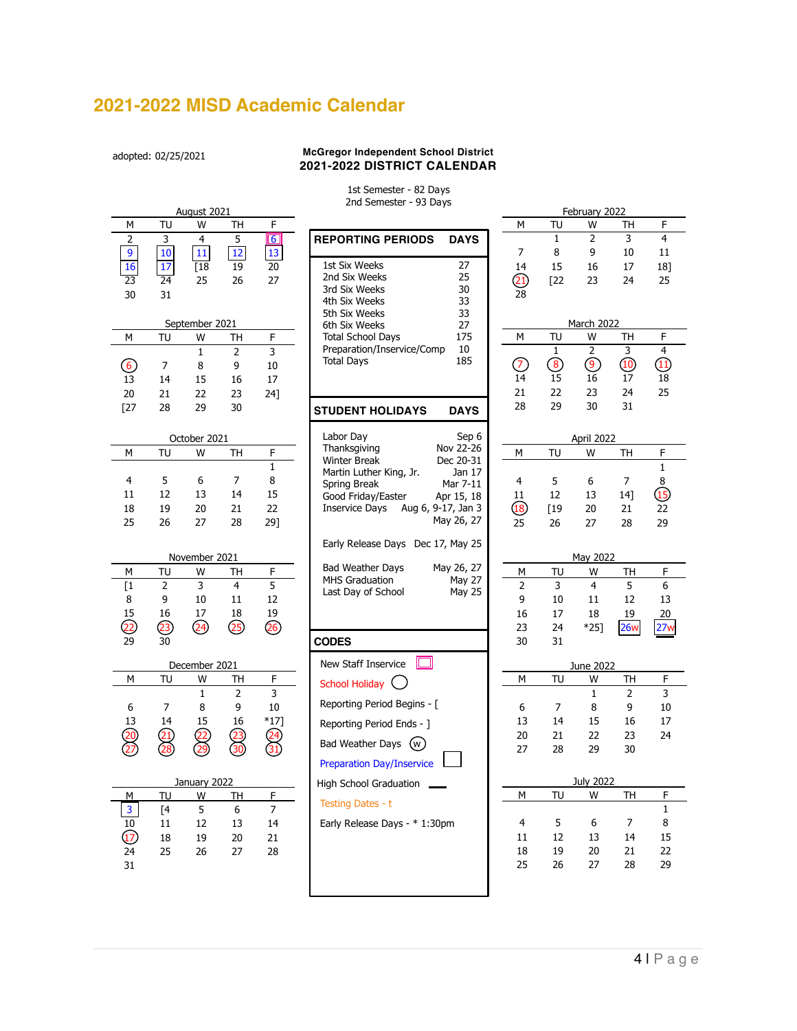# 2021-2022 MISD Academic Calendar

adopted: 02/25/2021

**McGregor Independent School District**
**2021-2022 DISTRICT CALENDAR**

1st Semester - 82 Days
2nd Semester - 93 Days

**August 2021**

| M | TU | W | TH | F |
|---|---|---|---|---|
| 2 | 3 | 4 | 5 | 6 |
| 9 | 10 | 11 | 12 | 13 |
| 16 | 17 | [18 | 19 | 20 |
| 23 | 24 | 25 | 26 | 27 |
| 30 | 31 | | | |

**September 2021**

| M | TU | W | TH | F |
|---|---|---|---|---|
| | | 1 | 2 | 3 |
| 6 | 7 | 8 | 9 | 10 |
| 13 | 14 | 15 | 16 | 17 |
| 20 | 21 | 22 | 23 | 24] |
| [27 | 28 | 29 | 30 | |

**October 2021**

| M | TU | W | TH | F |
|---|---|---|---|---|
| | | | | 1 |
| 4 | 5 | 6 | 7 | 8 |
| 11 | 12 | 13 | 14 | 15 |
| 18 | 19 | 20 | 21 | 22 |
| 25 | 26 | 27 | 28 | 29] |

**November 2021**

| M | TU | W | TH | F |
|---|---|---|---|---|
| [1 | 2 | 3 | 4 | 5 |
| 8 | 9 | 10 | 11 | 12 |
| 15 | 16 | 17 | 18 | 19 |
| 22 | 23 | 24 | 25 | 26 |
| 29 | 30 | | | |

**December 2021**

| M | TU | W | TH | F |
|---|---|---|---|---|
| | | 1 | 2 | 3 |
| 6 | 7 | 8 | 9 | 10 |
| 13 | 14 | 15 | 16 | *17] |
| 20 | 21 | 22 | 23 | 24 |
| 27 | 28 | 29 | 30 | 31 |

**January 2022**

| M | TU | W | TH | F |
|---|---|---|---|---|
| 3 | [4 | 5 | 6 | 7 |
| 10 | 11 | 12 | 13 | 14 |
| 17 | 18 | 19 | 20 | 21 |
| 24 | 25 | 26 | 27 | 28 |
| 31 | | | | |

| REPORTING PERIODS | DAYS |
|---|---|
| 1st Six Weeks | 27 |
| 2nd Six Weeks | 25 |
| 3rd Six Weeks | 30 |
| 4th Six Weeks | 33 |
| 5th Six Weeks | 33 |
| 6th Six Weeks | 27 |
| Total School Days | 175 |
| Preparation/Inservice/Comp | 10 |
| Total Days | 185 |

| STUDENT HOLIDAYS | DAYS |
|---|---|
| Labor Day | Sep 6 |
| Thanksgiving | Nov 22-26 |
| Winter Break | Dec 20-31 |
| Martin Luther King, Jr. | Jan 17 |
| Spring Break | Mar 7-11 |
| Good Friday/Easter | Apr 15, 18 |
| Inservice Days | Aug 6, 9-17, Jan 3 May 26, 27 |
| Early Release Days | Dec 17, May 25 |
| Bad Weather Days | May 26, 27 |
| MHS Graduation | May 27 |
| Last Day of School | May 25 |

**CODES**

- New Staff Inservice ☐
- School Holiday ◯
- Reporting Period Begins - [
- Reporting Period Ends - ]
- Bad Weather Days (w)
- Preparation Day/Inservice ☐
- High School Graduation ___
- Testing Dates - t
- Early Release Days - * 1:30pm

**February 2022**

| M | TU | W | TH | F |
|---|---|---|---|---|
| | 1 | 2 | 3 | 4 |
| 7 | 8 | 9 | 10 | 11 |
| 14 | 15 | 16 | 17 | 18] |
| 21 | [22 | 23 | 24 | 25 |
| 28 | | | | |

**March 2022**

| M | TU | W | TH | F |
|---|---|---|---|---|
| | 1 | 2 | 3 | 4 |
| 7 | 8 | 9 | 10 | 11 |
| 14 | 15 | 16 | 17 | 18 |
| 21 | 22 | 23 | 24 | 25 |
| 28 | 29 | 30 | 31 | |

**April 2022**

| M | TU | W | TH | F |
|---|---|---|---|---|
| | | | | 1 |
| 4 | 5 | 6 | 7 | 8 |
| 11 | 12 | 13 | 14] | 15 |
| 18 | [19 | 20 | 21 | 22 |
| 25 | 26 | 27 | 28 | 29 |

**May 2022**

| M | TU | W | TH | F |
|---|---|---|---|---|
| 2 | 3 | 4 | 5 | 6 |
| 9 | 10 | 11 | 12 | 13 |
| 16 | 17 | 18 | 19 | 20 |
| 23 | 24 | *25] | 26w | 27w |
| 30 | 31 | | | |

**June 2022**

| M | TU | W | TH | F |
|---|---|---|---|---|
| | | 1 | 2 | 3 |
| 6 | 7 | 8 | 9 | 10 |
| 13 | 14 | 15 | 16 | 17 |
| 20 | 21 | 22 | 23 | 24 |
| 27 | 28 | 29 | 30 | |

**July 2022**

| M | TU | W | TH | F |
|---|---|---|---|---|
| | | | | 1 |
| 4 | 5 | 6 | 7 | 8 |
| 11 | 12 | 13 | 14 | 15 |
| 18 | 19 | 20 | 21 | 22 |
| 25 | 26 | 27 | 28 | 29 |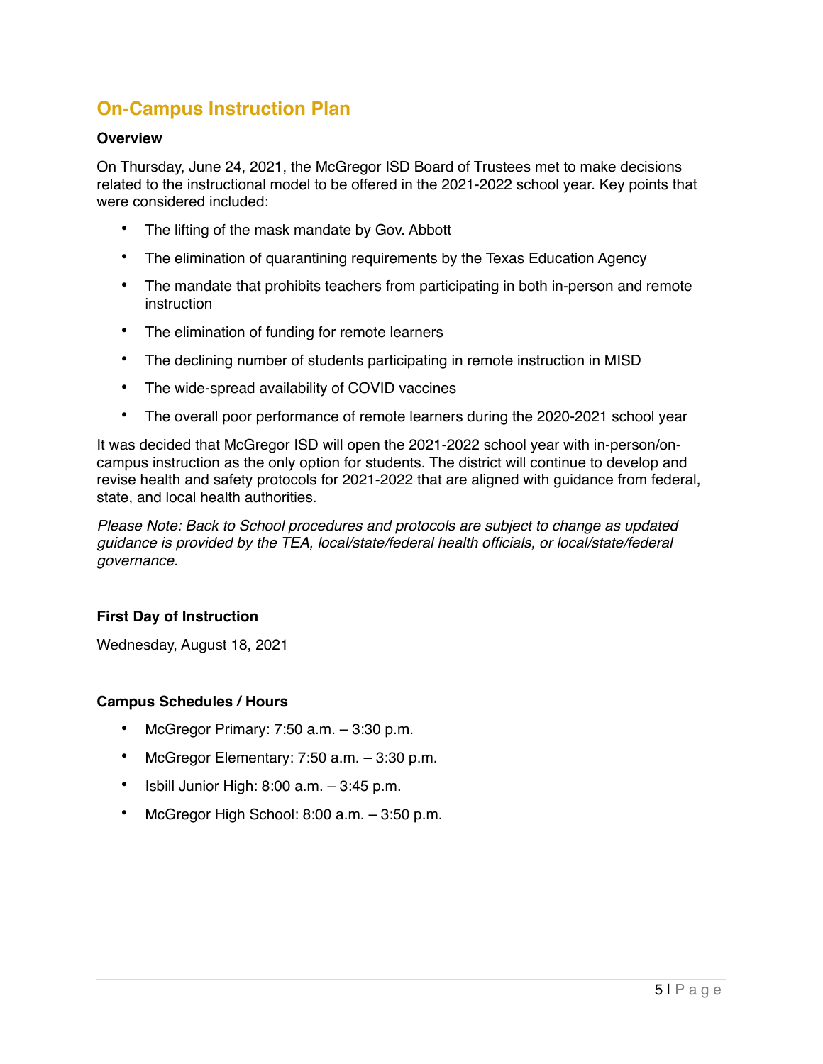## On-Campus Instruction Plan

**Overview**

On Thursday, June 24, 2021, the McGregor ISD Board of Trustees met to make decisions related to the instructional model to be offered in the 2021-2022 school year. Key points that were considered included:

- The lifting of the mask mandate by Gov. Abbott
- The elimination of quarantining requirements by the Texas Education Agency
- The mandate that prohibits teachers from participating in both in-person and remote instruction
- The elimination of funding for remote learners
- The declining number of students participating in remote instruction in MISD
- The wide-spread availability of COVID vaccines
- The overall poor performance of remote learners during the 2020-2021 school year

It was decided that McGregor ISD will open the 2021-2022 school year with in-person/on-campus instruction as the only option for students. The district will continue to develop and revise health and safety protocols for 2021-2022 that are aligned with guidance from federal, state, and local health authorities.

*Please Note: Back to School procedures and protocols are subject to change as updated guidance is provided by the TEA, local/state/federal health officials, or local/state/federal governance.*

**First Day of Instruction**

Wednesday, August 18, 2021

**Campus Schedules / Hours**

- McGregor Primary: 7:50 a.m. – 3:30 p.m.
- McGregor Elementary: 7:50 a.m. – 3:30 p.m.
- Isbill Junior High: 8:00 a.m. – 3:45 p.m.
- McGregor High School: 8:00 a.m. – 3:50 p.m.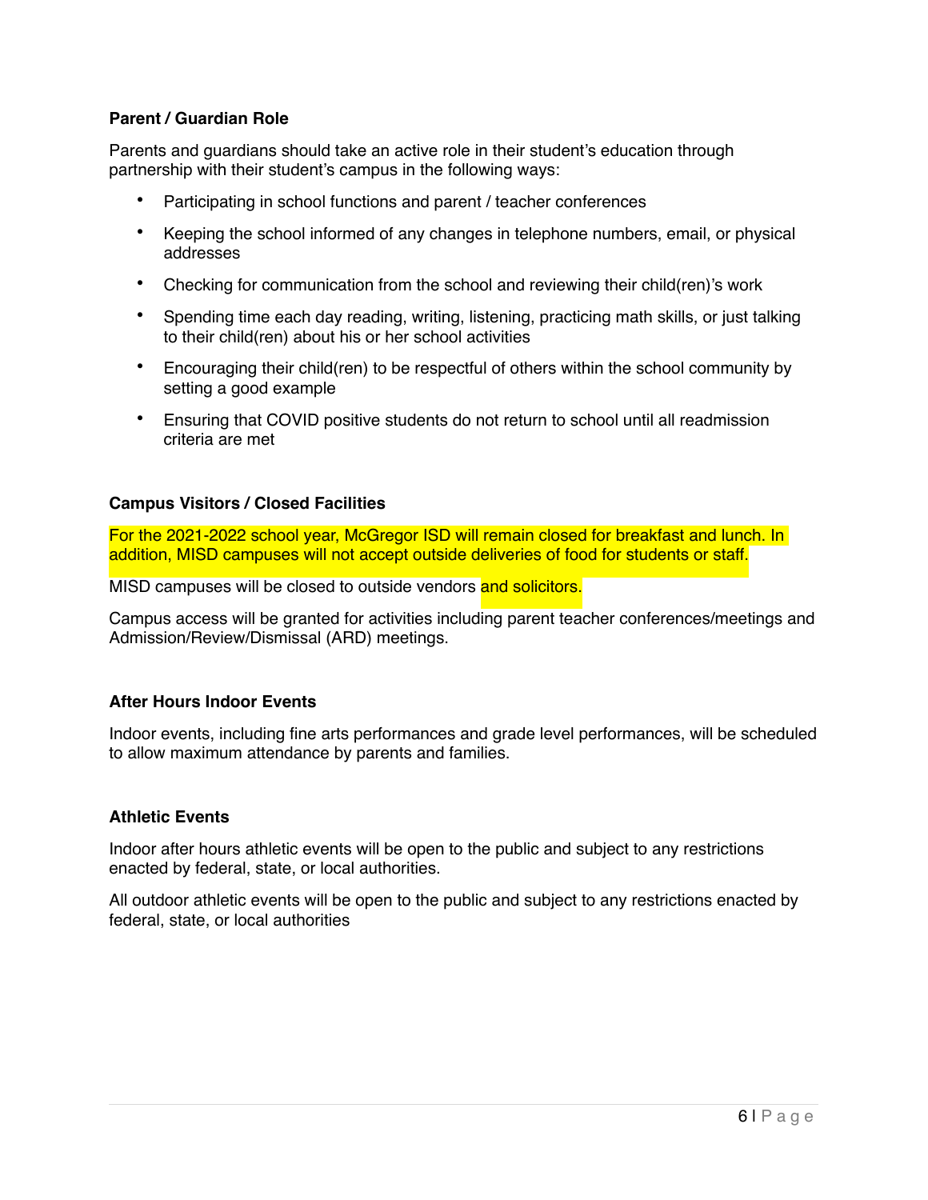### Parent / Guardian Role

Parents and guardians should take an active role in their student's education through partnership with their student's campus in the following ways:

- Participating in school functions and parent / teacher conferences
- Keeping the school informed of any changes in telephone numbers, email, or physical addresses
- Checking for communication from the school and reviewing their child(ren)'s work
- Spending time each day reading, writing, listening, practicing math skills, or just talking to their child(ren) about his or her school activities
- Encouraging their child(ren) to be respectful of others within the school community by setting a good example
- Ensuring that COVID positive students do not return to school until all readmission criteria are met

### Campus Visitors / Closed Facilities

For the 2021-2022 school year, McGregor ISD will remain closed for breakfast and lunch. In addition, MISD campuses will not accept outside deliveries of food for students or staff.

MISD campuses will be closed to outside vendors and solicitors.

Campus access will be granted for activities including parent teacher conferences/meetings and Admission/Review/Dismissal (ARD) meetings.

### After Hours Indoor Events

Indoor events, including fine arts performances and grade level performances, will be scheduled to allow maximum attendance by parents and families.

### Athletic Events

Indoor after hours athletic events will be open to the public and subject to any restrictions enacted by federal, state, or local authorities.

All outdoor athletic events will be open to the public and subject to any restrictions enacted by federal, state, or local authorities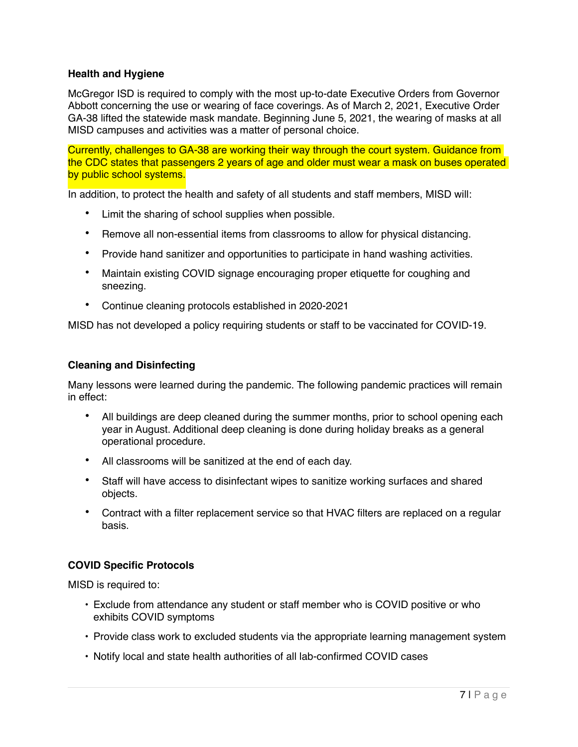### Health and Hygiene

McGregor ISD is required to comply with the most up-to-date Executive Orders from Governor Abbott concerning the use or wearing of face coverings. As of March 2, 2021, Executive Order GA-38 lifted the statewide mask mandate. Beginning June 5, 2021, the wearing of masks at all MISD campuses and activities was a matter of personal choice.

Currently, challenges to GA-38 are working their way through the court system. Guidance from the CDC states that passengers 2 years of age and older must wear a mask on buses operated by public school systems.

In addition, to protect the health and safety of all students and staff members, MISD will:

- Limit the sharing of school supplies when possible.
- Remove all non-essential items from classrooms to allow for physical distancing.
- Provide hand sanitizer and opportunities to participate in hand washing activities.
- Maintain existing COVID signage encouraging proper etiquette for coughing and sneezing.
- Continue cleaning protocols established in 2020-2021

MISD has not developed a policy requiring students or staff to be vaccinated for COVID-19.

### Cleaning and Disinfecting

Many lessons were learned during the pandemic. The following pandemic practices will remain in effect:

- All buildings are deep cleaned during the summer months, prior to school opening each year in August. Additional deep cleaning is done during holiday breaks as a general operational procedure.
- All classrooms will be sanitized at the end of each day.
- Staff will have access to disinfectant wipes to sanitize working surfaces and shared objects.
- Contract with a filter replacement service so that HVAC filters are replaced on a regular basis.

### COVID Specific Protocols

MISD is required to:

- Exclude from attendance any student or staff member who is COVID positive or who exhibits COVID symptoms
- Provide class work to excluded students via the appropriate learning management system
- Notify local and state health authorities of all lab-confirmed COVID cases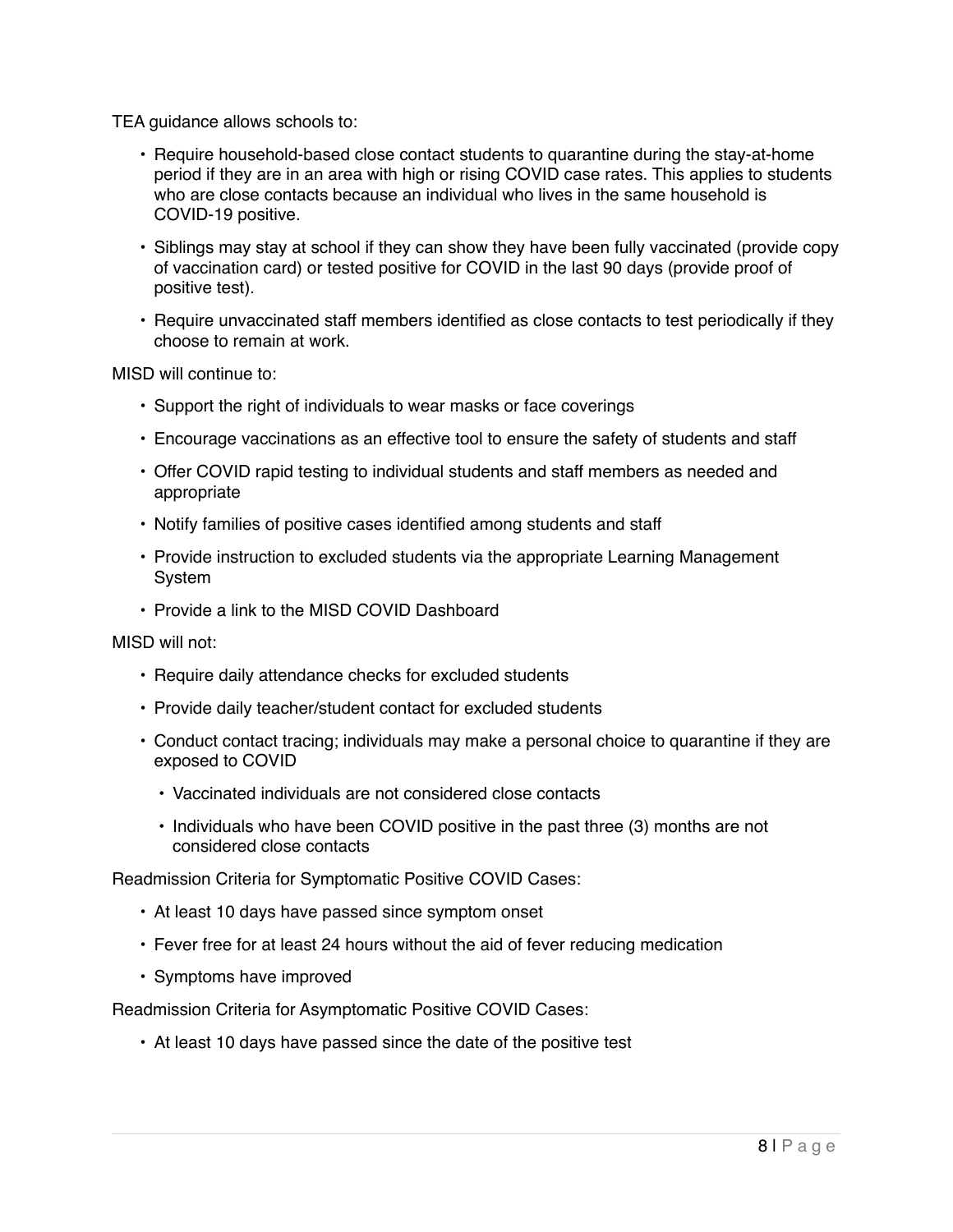TEA guidance allows schools to:

- Require household-based close contact students to quarantine during the stay-at-home period if they are in an area with high or rising COVID case rates. This applies to students who are close contacts because an individual who lives in the same household is COVID-19 positive.
- Siblings may stay at school if they can show they have been fully vaccinated (provide copy of vaccination card) or tested positive for COVID in the last 90 days (provide proof of positive test).
- Require unvaccinated staff members identified as close contacts to test periodically if they choose to remain at work.

MISD will continue to:

- Support the right of individuals to wear masks or face coverings
- Encourage vaccinations as an effective tool to ensure the safety of students and staff
- Offer COVID rapid testing to individual students and staff members as needed and appropriate
- Notify families of positive cases identified among students and staff
- Provide instruction to excluded students via the appropriate Learning Management System
- Provide a link to the MISD COVID Dashboard

MISD will not:

- Require daily attendance checks for excluded students
- Provide daily teacher/student contact for excluded students
- Conduct contact tracing; individuals may make a personal choice to quarantine if they are exposed to COVID
  - Vaccinated individuals are not considered close contacts
  - Individuals who have been COVID positive in the past three (3) months are not considered close contacts

Readmission Criteria for Symptomatic Positive COVID Cases:

- At least 10 days have passed since symptom onset
- Fever free for at least 24 hours without the aid of fever reducing medication
- Symptoms have improved

Readmission Criteria for Asymptomatic Positive COVID Cases:

- At least 10 days have passed since the date of the positive test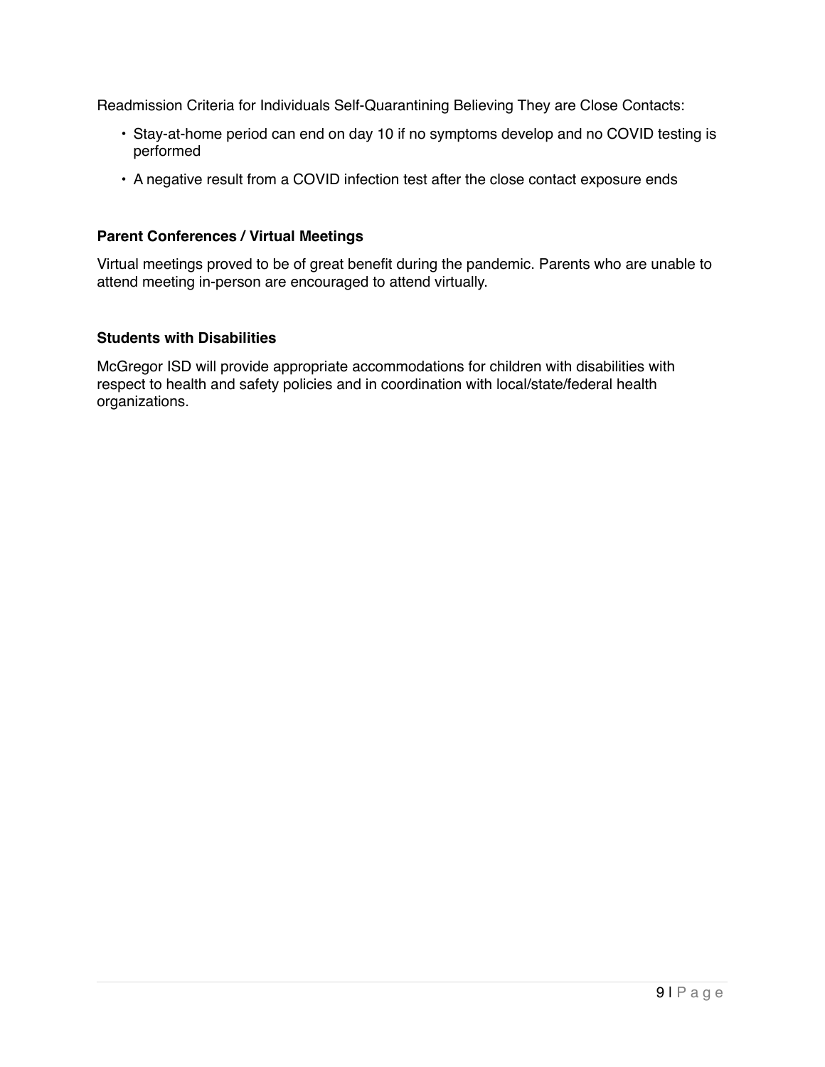Readmission Criteria for Individuals Self-Quarantining Believing They are Close Contacts:

- Stay-at-home period can end on day 10 if no symptoms develop and no COVID testing is performed
- A negative result from a COVID infection test after the close contact exposure ends

**Parent Conferences / Virtual Meetings**

Virtual meetings proved to be of great benefit during the pandemic. Parents who are unable to attend meeting in-person are encouraged to attend virtually.

**Students with Disabilities**

McGregor ISD will provide appropriate accommodations for children with disabilities with respect to health and safety policies and in coordination with local/state/federal health organizations.